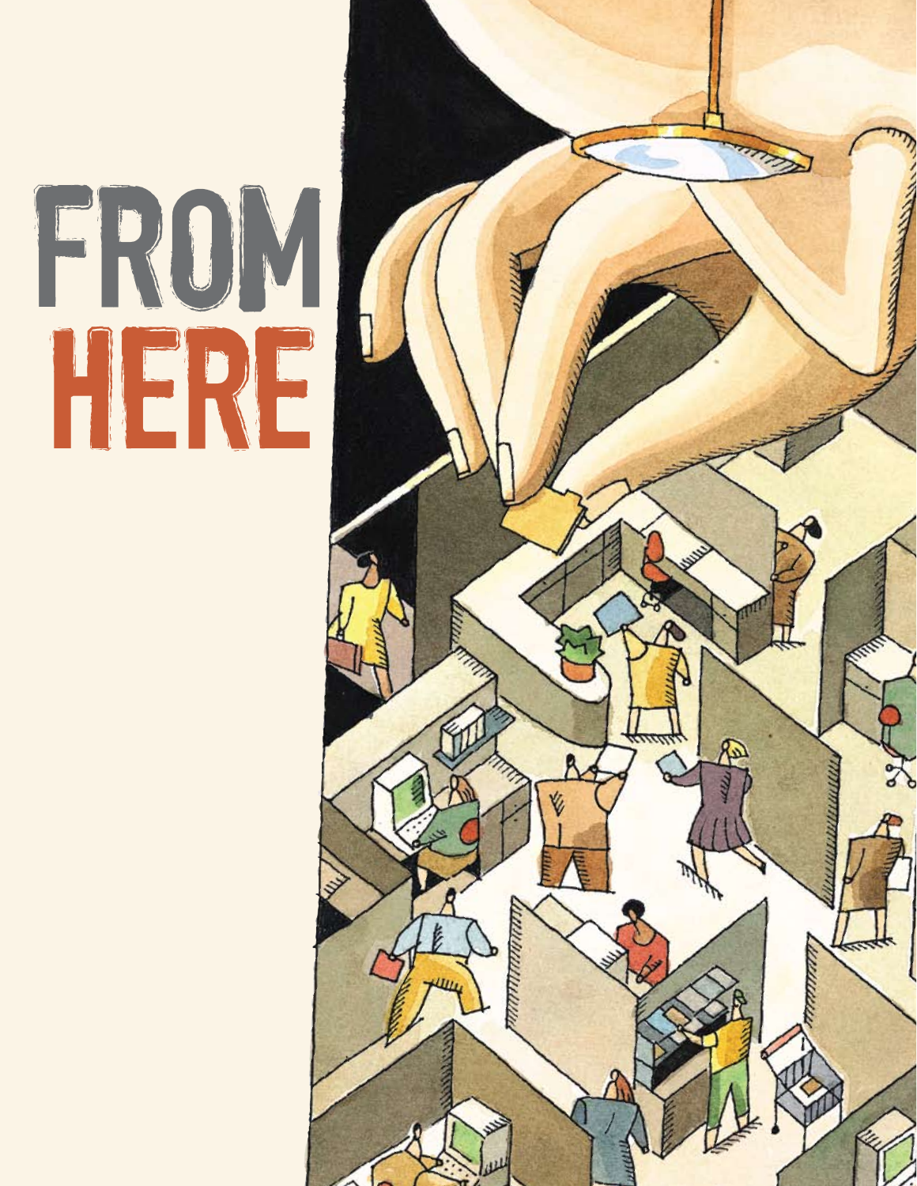# FROM HERE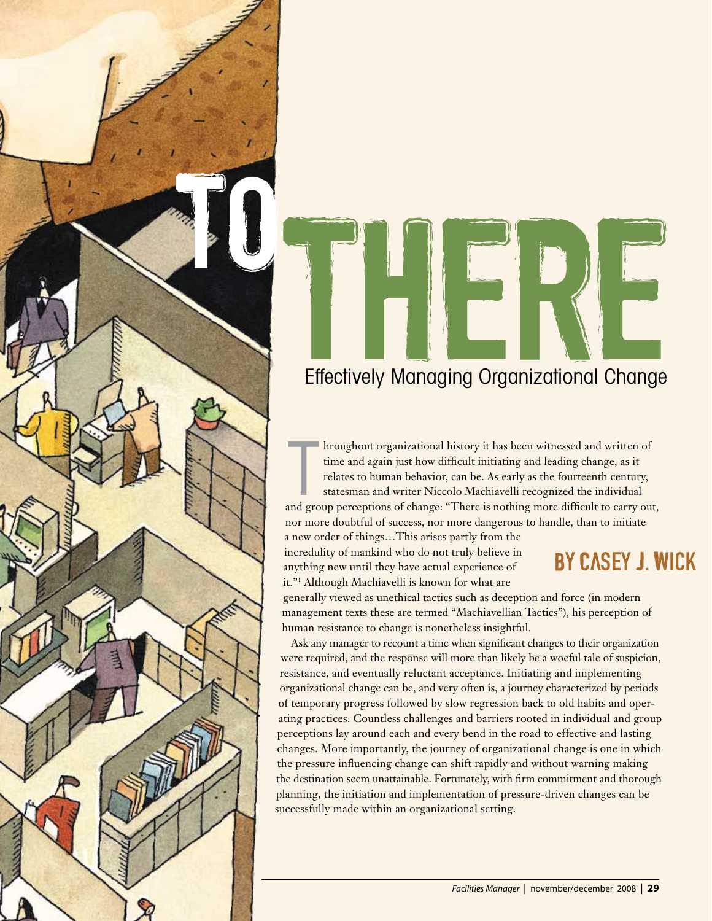# TO THERE

## Effectively Managing Organizational Change

### BY CASEY J. WICK

Throughout organizational history it has been witnessed and written of time and again just how difficult initiating and leading change, as it relates to human behavior, can be. As early as the fourteenth century, statesman and writer Niccolo Machiavelli recognized the individual and group perceptions of change: "There is nothing more difficult to carry out, nor more doubtful of success, nor more dangerous to handle, than to initiate a new order of things…This arises partly from the incredulity of mankind who do not truly believe in anything new until they have actual experience of it."[1] Although Machiavelli is known for what are generally viewed as unethical tactics such as deception and force (in modern management texts these are termed "Machiavellian Tactics"), his perception of human resistance to change is nonetheless insightful.

Ask any manager to recount a time when significant changes to their organization were required, and the response will more than likely be a woeful tale of suspicion, resistance, and eventually reluctant acceptance. Initiating and implementing organizational change can be, and very often is, a journey characterized by periods of temporary progress followed by slow regression back to old habits and operating practices. Countless challenges and barriers rooted in individual and group perceptions lay around each and every bend in the road to effective and lasting changes. More importantly, the journey of organizational change is one in which the pressure influencing change can shift rapidly and without warning making the destination seem unattainable. Fortunately, with firm commitment and thorough planning, the initiation and implementation of pressure-driven changes can be successfully made within an organizational setting.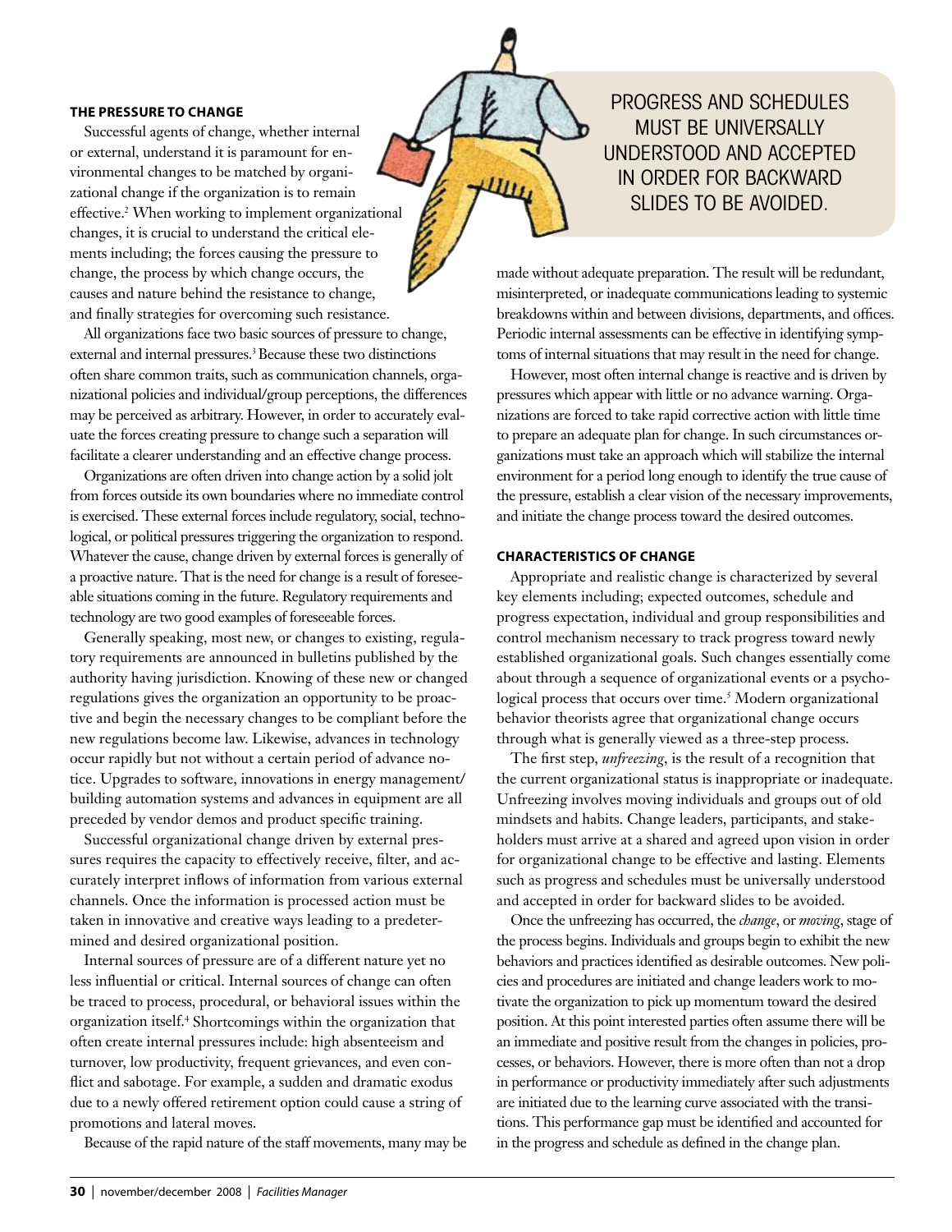### THE PRESSURE TO CHANGE

Successful agents of change, whether internal or external, understand it is paramount for environmental changes to be matched by organizational change if the organization is to remain effective.[2] When working to implement organizational changes, it is crucial to understand the critical elements including; the forces causing the pressure to change, the process by which change occurs, the causes and nature behind the resistance to change, and finally strategies for overcoming such resistance.

All organizations face two basic sources of pressure to change, external and internal pressures.[3] Because these two distinctions often share common traits, such as communication channels, organizational policies and individual/group perceptions, the differences may be perceived as arbitrary. However, in order to accurately evaluate the forces creating pressure to change such a separation will facilitate a clearer understanding and an effective change process.

Organizations are often driven into change action by a solid jolt from forces outside its own boundaries where no immediate control is exercised. These external forces include regulatory, social, technological, or political pressures triggering the organization to respond. Whatever the cause, change driven by external forces is generally of a proactive nature. That is the need for change is a result of foreseeable situations coming in the future. Regulatory requirements and technology are two good examples of foreseeable forces.

Generally speaking, most new, or changes to existing, regulatory requirements are announced in bulletins published by the authority having jurisdiction. Knowing of these new or changed regulations gives the organization an opportunity to be proactive and begin the necessary changes to be compliant before the new regulations become law. Likewise, advances in technology occur rapidly but not without a certain period of advance notice. Upgrades to software, innovations in energy management/building automation systems and advances in equipment are all preceded by vendor demos and product specific training.

Successful organizational change driven by external pressures requires the capacity to effectively receive, filter, and accurately interpret inflows of information from various external channels. Once the information is processed action must be taken in innovative and creative ways leading to a predetermined and desired organizational position.

Internal sources of pressure are of a different nature yet no less influential or critical. Internal sources of change can often be traced to process, procedural, or behavioral issues within the organization itself.[4] Shortcomings within the organization that often create internal pressures include: high absenteeism and turnover, low productivity, frequent grievances, and even conflict and sabotage. For example, a sudden and dramatic exodus due to a newly offered retirement option could cause a string of promotions and lateral moves.

Because of the rapid nature of the staff movements, many may be made without adequate preparation. The result will be redundant, misinterpreted, or inadequate communications leading to systemic breakdowns within and between divisions, departments, and offices. Periodic internal assessments can be effective in identifying symptoms of internal situations that may result in the need for change.

However, most often internal change is reactive and is driven by pressures which appear with little or no advance warning. Organizations are forced to take rapid corrective action with little time to prepare an adequate plan for change. In such circumstances organizations must take an approach which will stabilize the internal environment for a period long enough to identify the true cause of the pressure, establish a clear vision of the necessary improvements, and initiate the change process toward the desired outcomes.

> PROGRESS AND SCHEDULES MUST BE UNIVERSALLY UNDERSTOOD AND ACCEPTED IN ORDER FOR BACKWARD SLIDES TO BE AVOIDED.

### CHARACTERISTICS OF CHANGE

Appropriate and realistic change is characterized by several key elements including; expected outcomes, schedule and progress expectation, individual and group responsibilities and control mechanism necessary to track progress toward newly established organizational goals. Such changes essentially come about through a sequence of organizational events or a psychological process that occurs over time.[5] Modern organizational behavior theorists agree that organizational change occurs through what is generally viewed as a three-step process.

The first step, *unfreezing*, is the result of a recognition that the current organizational status is inappropriate or inadequate. Unfreezing involves moving individuals and groups out of old mindsets and habits. Change leaders, participants, and stakeholders must arrive at a shared and agreed upon vision in order for organizational change to be effective and lasting. Elements such as progress and schedules must be universally understood and accepted in order for backward slides to be avoided.

Once the unfreezing has occurred, the *change*, or *moving*, stage of the process begins. Individuals and groups begin to exhibit the new behaviors and practices identified as desirable outcomes. New policies and procedures are initiated and change leaders work to motivate the organization to pick up momentum toward the desired position. At this point interested parties often assume there will be an immediate and positive result from the changes in policies, processes, or behaviors. However, there is more often than not a drop in performance or productivity immediately after such adjustments are initiated due to the learning curve associated with the transitions. This performance gap must be identified and accounted for in the progress and schedule as defined in the change plan.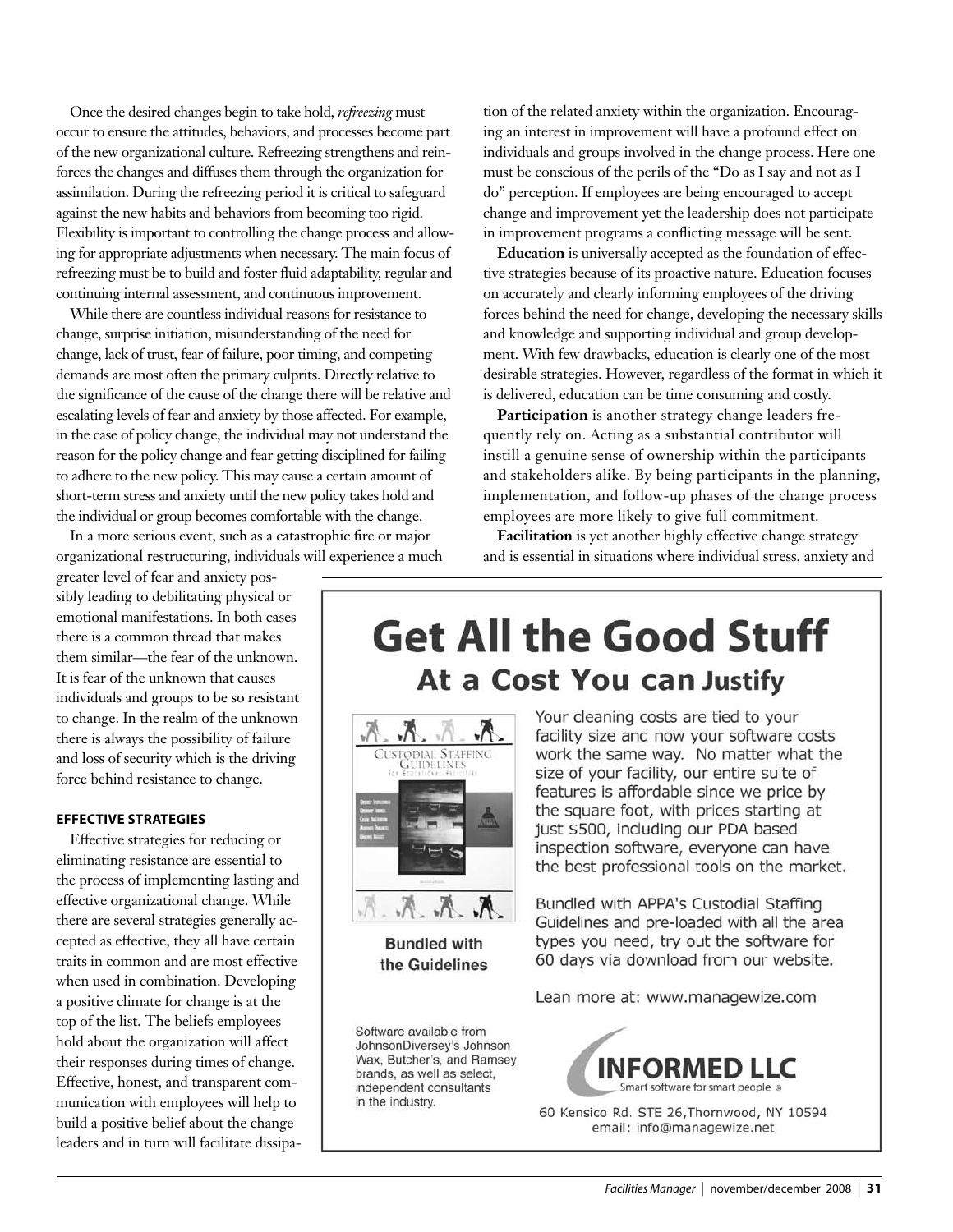Once the desired changes begin to take hold, *refreezing* must occur to ensure the attitudes, behaviors, and processes become part of the new organizational culture. Refreezing strengthens and reinforces the changes and diffuses them through the organization for assimilation. During the refreezing period it is critical to safeguard against the new habits and behaviors from becoming too rigid. Flexibility is important to controlling the change process and allowing for appropriate adjustments when necessary. The main focus of refreezing must be to build and foster fluid adaptability, regular and continuing internal assessment, and continuous improvement.

While there are countless individual reasons for resistance to change, surprise initiation, misunderstanding of the need for change, lack of trust, fear of failure, poor timing, and competing demands are most often the primary culprits. Directly relative to the significance of the cause of the change there will be relative and escalating levels of fear and anxiety by those affected. For example, in the case of policy change, the individual may not understand the reason for the policy change and fear getting disciplined for failing to adhere to the new policy. This may cause a certain amount of short-term stress and anxiety until the new policy takes hold and the individual or group becomes comfortable with the change.

In a more serious event, such as a catastrophic fire or major organizational restructuring, individuals will experience a much greater level of fear and anxiety possibly leading to debilitating physical or emotional manifestations. In both cases there is a common thread that makes them similar—the fear of the unknown. It is fear of the unknown that causes individuals and groups to be so resistant to change. In the realm of the unknown there is always the possibility of failure and loss of security which is the driving force behind resistance to change.

### EFFECTIVE STRATEGIES

Effective strategies for reducing or eliminating resistance are essential to the process of implementing lasting and effective organizational change. While there are several strategies generally accepted as effective, they all have certain traits in common and are most effective when used in combination. Developing a positive climate for change is at the top of the list. The beliefs employees hold about the organization will affect their responses during times of change. Effective, honest, and transparent communication with employees will help to build a positive belief about the change leaders and in turn will facilitate dissipation of the related anxiety within the organization. Encouraging an interest in improvement will have a profound effect on individuals and groups involved in the change process. Here one must be conscious of the perils of the "Do as I say and not as I do" perception. If employees are being encouraged to accept change and improvement yet the leadership does not participate in improvement programs a conflicting message will be sent.

**Education** is universally accepted as the foundation of effective strategies because of its proactive nature. Education focuses on accurately and clearly informing employees of the driving forces behind the need for change, developing the necessary skills and knowledge and supporting individual and group development. With few drawbacks, education is clearly one of the most desirable strategies. However, regardless of the format in which it is delivered, education can be time consuming and costly.

**Participation** is another strategy change leaders frequently rely on. Acting as a substantial contributor will instill a genuine sense of ownership within the participants and stakeholders alike. By being participants in the planning, implementation, and follow-up phases of the change process employees are more likely to give full commitment.

**Facilitation** is yet another highly effective change strategy and is essential in situations where individual stress, anxiety and

---

# Get All the Good Stuff

## At a Cost You can Justify

Your cleaning costs are tied to your facility size and now your software costs work the same way. No matter what the size of your facility, our entire suite of features is affordable since we price by the square foot, with prices starting at just $500, including our PDA based inspection software, everyone can have the best professional tools on the market.

Bundled with APPA's Custodial Staffing Guidelines and pre-loaded with all the area types you need, try out the software for 60 days via download from our website.

Lean more at: www.managewize.com

**Bundled with the Guidelines**

Software available from JohnsonDiversey's Johnson Wax, Butcher's, and Ramsey brands, as well as select, independent consultants in the industry.

**INFORMED LLC**
Smart software for smart people ®

60 Kensico Rd. STE 26,Thornwood, NY 10594
email: info@managewize.net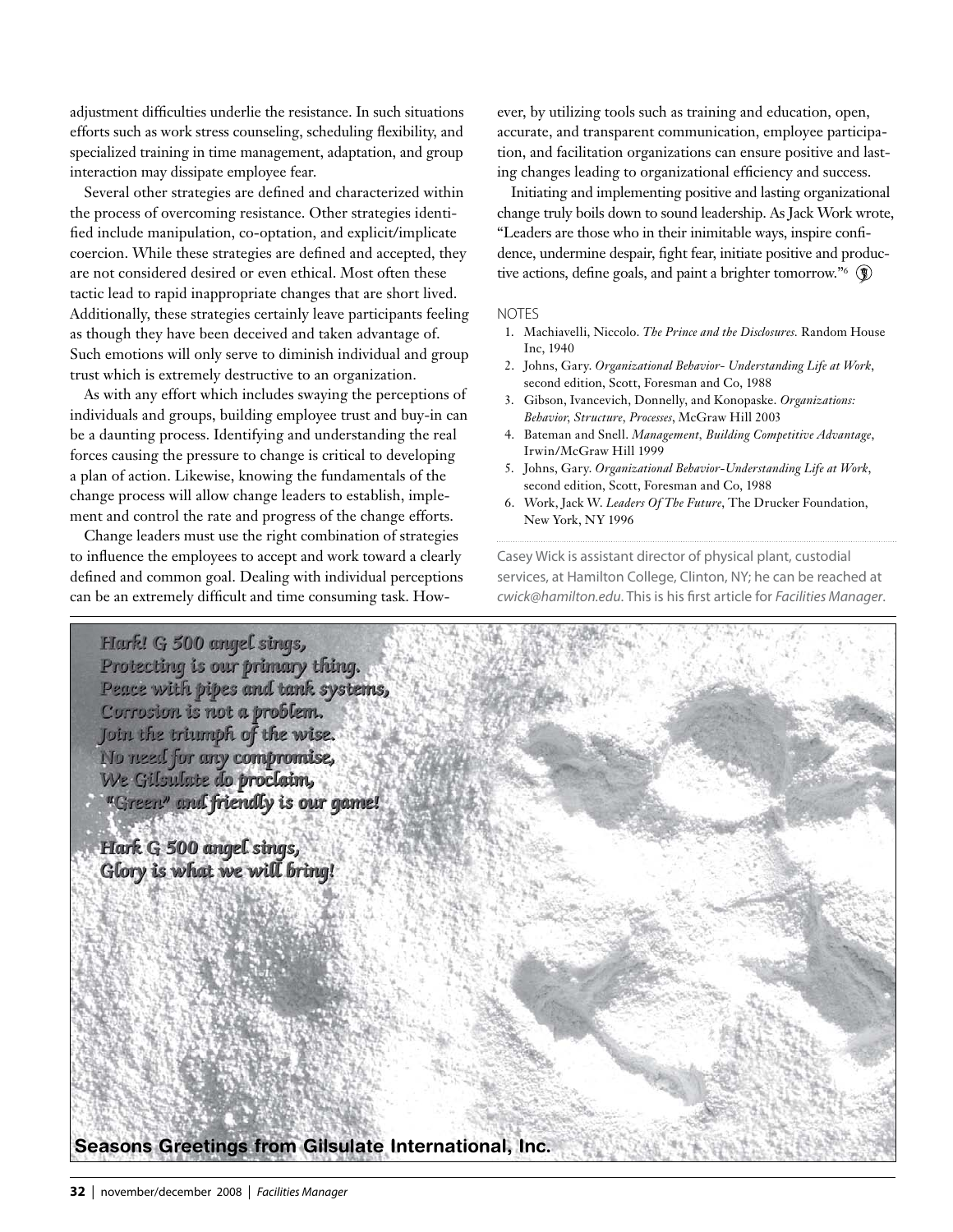adjustment difficulties underlie the resistance. In such situations efforts such as work stress counseling, scheduling flexibility, and specialized training in time management, adaptation, and group interaction may dissipate employee fear.

Several other strategies are defined and characterized within the process of overcoming resistance. Other strategies identified include manipulation, co-optation, and explicit/implicate coercion. While these strategies are defined and accepted, they are not considered desired or even ethical. Most often these tactic lead to rapid inappropriate changes that are short lived. Additionally, these strategies certainly leave participants feeling as though they have been deceived and taken advantage of. Such emotions will only serve to diminish individual and group trust which is extremely destructive to an organization.

As with any effort which includes swaying the perceptions of individuals and groups, building employee trust and buy-in can be a daunting process. Identifying and understanding the real forces causing the pressure to change is critical to developing a plan of action. Likewise, knowing the fundamentals of the change process will allow change leaders to establish, implement and control the rate and progress of the change efforts.

Change leaders must use the right combination of strategies to influence the employees to accept and work toward a clearly defined and common goal. Dealing with individual perceptions can be an extremely difficult and time consuming task. However, by utilizing tools such as training and education, open, accurate, and transparent communication, employee participation, and facilitation organizations can ensure positive and lasting changes leading to organizational efficiency and success.

Initiating and implementing positive and lasting organizational change truly boils down to sound leadership. As Jack Work wrote, "Leaders are those who in their inimitable ways, inspire confidence, undermine despair, fight fear, initiate positive and productive actions, define goals, and paint a brighter tomorrow."[6]

NOTES

1. Machiavelli, Niccolo. *The Prince and the Disclosures.* Random House Inc, 1940
2. Johns, Gary. *Organizational Behavior- Understanding Life at Work*, second edition, Scott, Foresman and Co, 1988
3. Gibson, Ivancevich, Donnelly, and Konopaske. *Organizations: Behavior, Structure, Processes*, McGraw Hill 2003
4. Bateman and Snell. *Management, Building Competitive Advantage*, Irwin/McGraw Hill 1999
5. Johns, Gary. *Organizational Behavior-Understanding Life at Work*, second edition, Scott, Foresman and Co, 1988
6. Work, Jack W. *Leaders Of The Future*, The Drucker Foundation, New York, NY 1996

Casey Wick is assistant director of physical plant, custodial services, at Hamilton College, Clinton, NY; he can be reached at *cwick@hamilton.edu*. This is his first article for *Facilities Manager*.

*Hark! G 500 angel sings,*
*Protecting is our primary thing.*
*Peace with pipes and tank systems,*
*Corrosion is not a problem.*
*Join the triumph of the wise.*
*No need for any compromise,*
*We Gilsulate do proclaim,*
*"Green" and friendly is our game!*

*Hark G 500 angel sings,*
*Glory is what we will bring!*

**Seasons Greetings from Gilsulate International, Inc.**